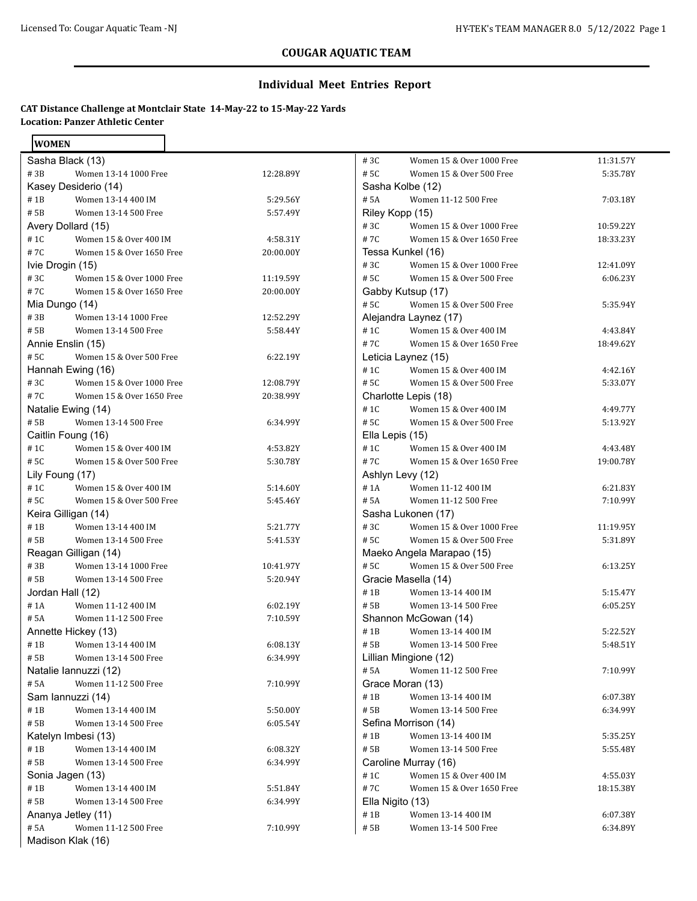## COUGAR AQUATIC TEAM

## Individual Meet Entries Report

**CAT Distance Challenge at Montclair State 14-May-22 to 15-May-22 Yards**
**Location: Panzer Athletic Center**

**WOMEN**

| Swimmer / Event # | Event | Entry Time |
|---|---|---|
| **Sasha Black (13)** | | |
| # 3B | Women 13-14 1000 Free | 12:28.89Y |
| **Kasey Desiderio (14)** | | |
| # 1B | Women 13-14 400 IM | 5:29.56Y |
| # 5B | Women 13-14 500 Free | 5:57.49Y |
| **Avery Dollard (15)** | | |
| # 1C | Women 15 & Over 400 IM | 4:58.31Y |
| # 7C | Women 15 & Over 1650 Free | 20:00.00Y |
| **Ivie Drogin (15)** | | |
| # 3C | Women 15 & Over 1000 Free | 11:19.59Y |
| # 7C | Women 15 & Over 1650 Free | 20:00.00Y |
| **Mia Dungo (14)** | | |
| # 3B | Women 13-14 1000 Free | 12:52.29Y |
| # 5B | Women 13-14 500 Free | 5:58.44Y |
| **Annie Enslin (15)** | | |
| # 5C | Women 15 & Over 500 Free | 6:22.19Y |
| **Hannah Ewing (16)** | | |
| # 3C | Women 15 & Over 1000 Free | 12:08.79Y |
| # 7C | Women 15 & Over 1650 Free | 20:38.99Y |
| **Natalie Ewing (14)** | | |
| # 5B | Women 13-14 500 Free | 6:34.99Y |
| **Caitlin Foung (16)** | | |
| # 1C | Women 15 & Over 400 IM | 4:53.82Y |
| # 5C | Women 15 & Over 500 Free | 5:30.78Y |
| **Lily Foung (17)** | | |
| # 1C | Women 15 & Over 400 IM | 5:14.60Y |
| # 5C | Women 15 & Over 500 Free | 5:45.46Y |
| **Keira Gilligan (14)** | | |
| # 1B | Women 13-14 400 IM | 5:21.77Y |
| # 5B | Women 13-14 500 Free | 5:41.53Y |
| **Reagan Gilligan (14)** | | |
| # 3B | Women 13-14 1000 Free | 10:41.97Y |
| # 5B | Women 13-14 500 Free | 5:20.94Y |
| **Jordan Hall (12)** | | |
| # 1A | Women 11-12 400 IM | 6:02.19Y |
| # 5A | Women 11-12 500 Free | 7:10.59Y |
| **Annette Hickey (13)** | | |
| # 1B | Women 13-14 400 IM | 6:08.13Y |
| # 5B | Women 13-14 500 Free | 6:34.99Y |
| **Natalie Iannuzzi (12)** | | |
| # 5A | Women 11-12 500 Free | 7:10.99Y |
| **Sam Iannuzzi (14)** | | |
| # 1B | Women 13-14 400 IM | 5:50.00Y |
| # 5B | Women 13-14 500 Free | 6:05.54Y |
| **Katelyn Imbesi (13)** | | |
| # 1B | Women 13-14 400 IM | 6:08.32Y |
| # 5B | Women 13-14 500 Free | 6:34.99Y |
| **Sonia Jagen (13)** | | |
| # 1B | Women 13-14 400 IM | 5:51.84Y |
| # 5B | Women 13-14 500 Free | 6:34.99Y |
| **Ananya Jetley (11)** | | |
| # 5A | Women 11-12 500 Free | 7:10.99Y |
| **Madison Klak (16)** | | |
| # 3C | Women 15 & Over 1000 Free | 11:31.57Y |
| # 5C | Women 15 & Over 500 Free | 5:35.78Y |
| **Sasha Kolbe (12)** | | |
| # 5A | Women 11-12 500 Free | 7:03.18Y |
| **Riley Kopp (15)** | | |
| # 3C | Women 15 & Over 1000 Free | 10:59.22Y |
| # 7C | Women 15 & Over 1650 Free | 18:33.23Y |
| **Tessa Kunkel (16)** | | |
| # 3C | Women 15 & Over 1000 Free | 12:41.09Y |
| # 5C | Women 15 & Over 500 Free | 6:06.23Y |
| **Gabby Kutsup (17)** | | |
| # 5C | Women 15 & Over 500 Free | 5:35.94Y |
| **Alejandra Laynez (17)** | | |
| # 1C | Women 15 & Over 400 IM | 4:43.84Y |
| # 7C | Women 15 & Over 1650 Free | 18:49.62Y |
| **Leticia Laynez (15)** | | |
| # 1C | Women 15 & Over 400 IM | 4:42.16Y |
| # 5C | Women 15 & Over 500 Free | 5:33.07Y |
| **Charlotte Lepis (18)** | | |
| # 1C | Women 15 & Over 400 IM | 4:49.77Y |
| # 5C | Women 15 & Over 500 Free | 5:13.92Y |
| **Ella Lepis (15)** | | |
| # 1C | Women 15 & Over 400 IM | 4:43.48Y |
| # 7C | Women 15 & Over 1650 Free | 19:00.78Y |
| **Ashlyn Levy (12)** | | |
| # 1A | Women 11-12 400 IM | 6:21.83Y |
| # 5A | Women 11-12 500 Free | 7:10.99Y |
| **Sasha Lukonen (17)** | | |
| # 3C | Women 15 & Over 1000 Free | 11:19.95Y |
| # 5C | Women 15 & Over 500 Free | 5:31.89Y |
| **Maeko Angela Marapao (15)** | | |
| # 5C | Women 15 & Over 500 Free | 6:13.25Y |
| **Gracie Masella (14)** | | |
| # 1B | Women 13-14 400 IM | 5:15.47Y |
| # 5B | Women 13-14 500 Free | 6:05.25Y |
| **Shannon McGowan (14)** | | |
| # 1B | Women 13-14 400 IM | 5:22.52Y |
| # 5B | Women 13-14 500 Free | 5:48.51Y |
| **Lillian Mingione (12)** | | |
| # 5A | Women 11-12 500 Free | 7:10.99Y |
| **Grace Moran (13)** | | |
| # 1B | Women 13-14 400 IM | 6:07.38Y |
| # 5B | Women 13-14 500 Free | 6:34.99Y |
| **Sefina Morrison (14)** | | |
| # 1B | Women 13-14 400 IM | 5:35.25Y |
| # 5B | Women 13-14 500 Free | 5:55.48Y |
| **Caroline Murray (16)** | | |
| # 1C | Women 15 & Over 400 IM | 4:55.03Y |
| # 7C | Women 15 & Over 1650 Free | 18:15.38Y |
| **Ella Nigito (13)** | | |
| # 1B | Women 13-14 400 IM | 6:07.38Y |
| # 5B | Women 13-14 500 Free | 6:34.89Y |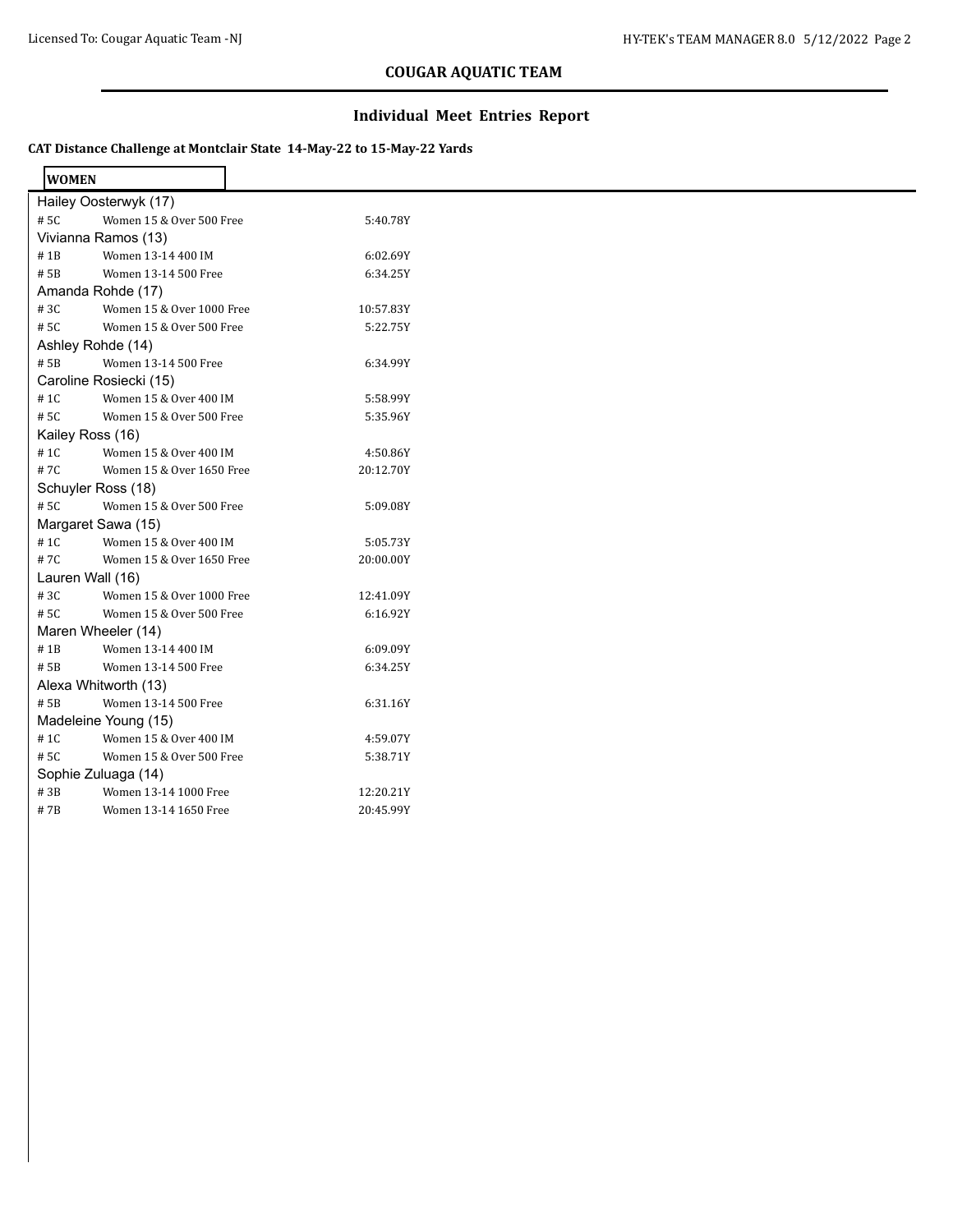## COUGAR AQUATIC TEAM

### Individual Meet Entries Report

**CAT Distance Challenge at Montclair State 14-May-22 to 15-May-22 Yards**

**WOMEN**

Hailey Oosterwyk (17)

| # 5C | Women 15 & Over 500 Free | 5:40.78Y |
|---|---|---|

Vivianna Ramos (13)

| # 1B | Women 13-14 400 IM | 6:02.69Y |
|---|---|---|
| # 5B | Women 13-14 500 Free | 6:34.25Y |

Amanda Rohde (17)

| # 3C | Women 15 & Over 1000 Free | 10:57.83Y |
|---|---|---|
| # 5C | Women 15 & Over 500 Free | 5:22.75Y |

Ashley Rohde (14)

| # 5B | Women 13-14 500 Free | 6:34.99Y |
|---|---|---|

Caroline Rosiecki (15)

| # 1C | Women 15 & Over 400 IM | 5:58.99Y |
|---|---|---|
| # 5C | Women 15 & Over 500 Free | 5:35.96Y |

Kailey Ross (16)

| # 1C | Women 15 & Over 400 IM | 4:50.86Y |
|---|---|---|
| # 7C | Women 15 & Over 1650 Free | 20:12.70Y |

Schuyler Ross (18)

| # 5C | Women 15 & Over 500 Free | 5:09.08Y |
|---|---|---|

Margaret Sawa (15)

| # 1C | Women 15 & Over 400 IM | 5:05.73Y |
|---|---|---|
| # 7C | Women 15 & Over 1650 Free | 20:00.00Y |

Lauren Wall (16)

| # 3C | Women 15 & Over 1000 Free | 12:41.09Y |
|---|---|---|
| # 5C | Women 15 & Over 500 Free | 6:16.92Y |

Maren Wheeler (14)

| # 1B | Women 13-14 400 IM | 6:09.09Y |
|---|---|---|
| # 5B | Women 13-14 500 Free | 6:34.25Y |

Alexa Whitworth (13)

| # 5B | Women 13-14 500 Free | 6:31.16Y |
|---|---|---|

Madeleine Young (15)

| # 1C | Women 15 & Over 400 IM | 4:59.07Y |
|---|---|---|
| # 5C | Women 15 & Over 500 Free | 5:38.71Y |

Sophie Zuluaga (14)

| # 3B | Women 13-14 1000 Free | 12:20.21Y |
|---|---|---|
| # 7B | Women 13-14 1650 Free | 20:45.99Y |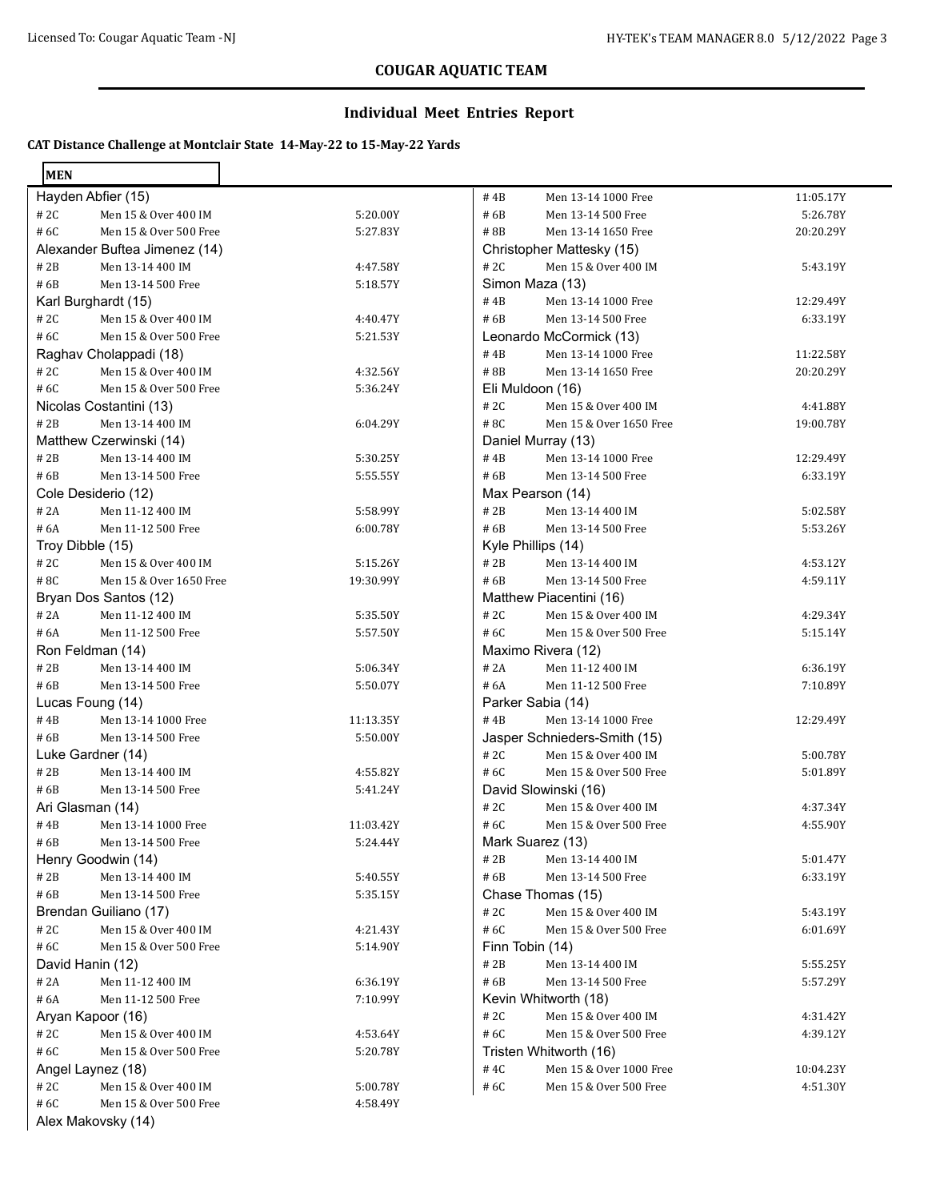## COUGAR AQUATIC TEAM

### Individual Meet Entries Report

**CAT Distance Challenge at Montclair State 14-May-22 to 15-May-22 Yards**

**MEN**

Hayden Abfier (15)

| | | |
|---|---|---|
| # 2C | Men 15 & Over 400 IM | 5:20.00Y |
| # 6C | Men 15 & Over 500 Free | 5:27.83Y |

Alexander Buftea Jimenez (14)

| | | |
|---|---|---|
| # 2B | Men 13-14 400 IM | 4:47.58Y |
| # 6B | Men 13-14 500 Free | 5:18.57Y |

Karl Burghardt (15)

| | | |
|---|---|---|
| # 2C | Men 15 & Over 400 IM | 4:40.47Y |
| # 6C | Men 15 & Over 500 Free | 5:21.53Y |

Raghav Cholappadi (18)

| | | |
|---|---|---|
| # 2C | Men 15 & Over 400 IM | 4:32.56Y |
| # 6C | Men 15 & Over 500 Free | 5:36.24Y |

Nicolas Costantini (13)

| | | |
|---|---|---|
| # 2B | Men 13-14 400 IM | 6:04.29Y |

Matthew Czerwinski (14)

| | | |
|---|---|---|
| # 2B | Men 13-14 400 IM | 5:30.25Y |
| # 6B | Men 13-14 500 Free | 5:55.55Y |

Cole Desiderio (12)

| | | |
|---|---|---|
| # 2A | Men 11-12 400 IM | 5:58.99Y |
| # 6A | Men 11-12 500 Free | 6:00.78Y |

Troy Dibble (15)

| | | |
|---|---|---|
| # 2C | Men 15 & Over 400 IM | 5:15.26Y |
| # 8C | Men 15 & Over 1650 Free | 19:30.99Y |

Bryan Dos Santos (12)

| | | |
|---|---|---|
| # 2A | Men 11-12 400 IM | 5:35.50Y |
| # 6A | Men 11-12 500 Free | 5:57.50Y |

Ron Feldman (14)

| | | |
|---|---|---|
| # 2B | Men 13-14 400 IM | 5:06.34Y |
| # 6B | Men 13-14 500 Free | 5:50.07Y |

Lucas Foung (14)

| | | |
|---|---|---|
| # 4B | Men 13-14 1000 Free | 11:13.35Y |
| # 6B | Men 13-14 500 Free | 5:50.00Y |

Luke Gardner (14)

| | | |
|---|---|---|
| # 2B | Men 13-14 400 IM | 4:55.82Y |
| # 6B | Men 13-14 500 Free | 5:41.24Y |

Ari Glasman (14)

| | | |
|---|---|---|
| # 4B | Men 13-14 1000 Free | 11:03.42Y |
| # 6B | Men 13-14 500 Free | 5:24.44Y |

Henry Goodwin (14)

| | | |
|---|---|---|
| # 2B | Men 13-14 400 IM | 5:40.55Y |
| # 6B | Men 13-14 500 Free | 5:35.15Y |

Brendan Guiliano (17)

| | | |
|---|---|---|
| # 2C | Men 15 & Over 400 IM | 4:21.43Y |
| # 6C | Men 15 & Over 500 Free | 5:14.90Y |

David Hanin (12)

| | | |
|---|---|---|
| # 2A | Men 11-12 400 IM | 6:36.19Y |
| # 6A | Men 11-12 500 Free | 7:10.99Y |

Aryan Kapoor (16)

| | | |
|---|---|---|
| # 2C | Men 15 & Over 400 IM | 4:53.64Y |
| # 6C | Men 15 & Over 500 Free | 5:20.78Y |

Angel Laynez (18)

| | | |
|---|---|---|
| # 2C | Men 15 & Over 400 IM | 5:00.78Y |
| # 6C | Men 15 & Over 500 Free | 4:58.49Y |

Alex Makovsky (14)

| | | |
|---|---|---|
| # 4B | Men 13-14 1000 Free | 11:05.17Y |
| # 6B | Men 13-14 500 Free | 5:26.78Y |
| # 8B | Men 13-14 1650 Free | 20:20.29Y |

Christopher Mattesky (15)

| | | |
|---|---|---|
| # 2C | Men 15 & Over 400 IM | 5:43.19Y |

Simon Maza (13)

| | | |
|---|---|---|
| # 4B | Men 13-14 1000 Free | 12:29.49Y |
| # 6B | Men 13-14 500 Free | 6:33.19Y |

Leonardo McCormick (13)

| | | |
|---|---|---|
| # 4B | Men 13-14 1000 Free | 11:22.58Y |
| # 8B | Men 13-14 1650 Free | 20:20.29Y |

Eli Muldoon (16)

| | | |
|---|---|---|
| # 2C | Men 15 & Over 400 IM | 4:41.88Y |
| # 8C | Men 15 & Over 1650 Free | 19:00.78Y |

Daniel Murray (13)

| | | |
|---|---|---|
| # 4B | Men 13-14 1000 Free | 12:29.49Y |
| # 6B | Men 13-14 500 Free | 6:33.19Y |

Max Pearson (14)

| | | |
|---|---|---|
| # 2B | Men 13-14 400 IM | 5:02.58Y |
| # 6B | Men 13-14 500 Free | 5:53.26Y |

Kyle Phillips (14)

| | | |
|---|---|---|
| # 2B | Men 13-14 400 IM | 4:53.12Y |
| # 6B | Men 13-14 500 Free | 4:59.11Y |

Matthew Piacentini (16)

| | | |
|---|---|---|
| # 2C | Men 15 & Over 400 IM | 4:29.34Y |
| # 6C | Men 15 & Over 500 Free | 5:15.14Y |

Maximo Rivera (12)

| | | |
|---|---|---|
| # 2A | Men 11-12 400 IM | 6:36.19Y |
| # 6A | Men 11-12 500 Free | 7:10.89Y |

Parker Sabia (14)

| | | |
|---|---|---|
| # 4B | Men 13-14 1000 Free | 12:29.49Y |

Jasper Schnieders-Smith (15)

| | | |
|---|---|---|
| # 2C | Men 15 & Over 400 IM | 5:00.78Y |
| # 6C | Men 15 & Over 500 Free | 5:01.89Y |

David Slowinski (16)

| | | |
|---|---|---|
| # 2C | Men 15 & Over 400 IM | 4:37.34Y |
| # 6C | Men 15 & Over 500 Free | 4:55.90Y |

Mark Suarez (13)

| | | |
|---|---|---|
| # 2B | Men 13-14 400 IM | 5:01.47Y |
| # 6B | Men 13-14 500 Free | 6:33.19Y |

Chase Thomas (15)

| | | |
|---|---|---|
| # 2C | Men 15 & Over 400 IM | 5:43.19Y |
| # 6C | Men 15 & Over 500 Free | 6:01.69Y |

Finn Tobin (14)

| | | |
|---|---|---|
| # 2B | Men 13-14 400 IM | 5:55.25Y |
| # 6B | Men 13-14 500 Free | 5:57.29Y |

Kevin Whitworth (18)

| | | |
|---|---|---|
| # 2C | Men 15 & Over 400 IM | 4:31.42Y |
| # 6C | Men 15 & Over 500 Free | 4:39.12Y |

Tristen Whitworth (16)

| | | |
|---|---|---|
| # 4C | Men 15 & Over 1000 Free | 10:04.23Y |
| # 6C | Men 15 & Over 500 Free | 4:51.30Y |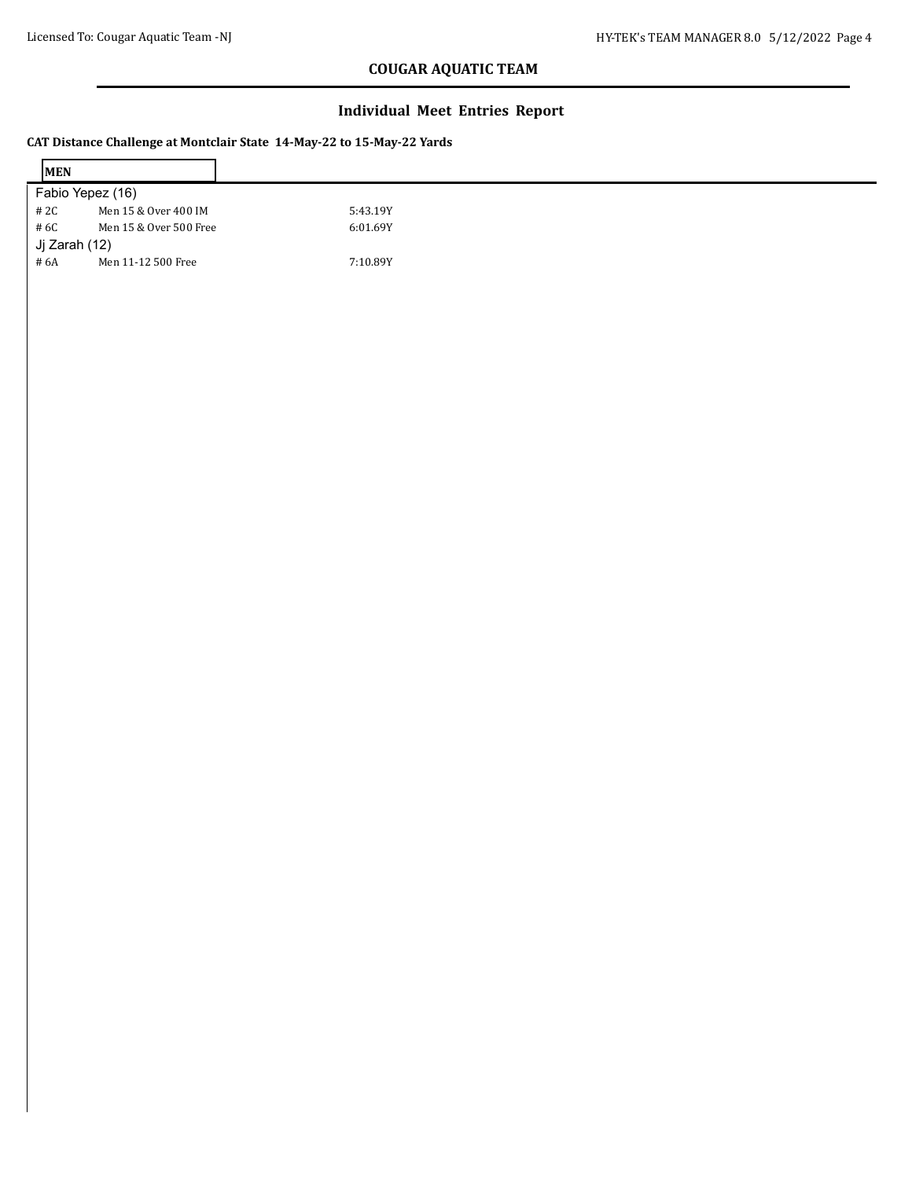## COUGAR AQUATIC TEAM

## Individual Meet Entries Report

**CAT Distance Challenge at Montclair State 14-May-22 to 15-May-22 Yards**

**MEN**

Fabio Yepez (16)

| | | |
|---|---|---|
| # 2C | Men 15 & Over 400 IM | 5:43.19Y |
| # 6C | Men 15 & Over 500 Free | 6:01.69Y |

Jj Zarah (12)

| | | |
|---|---|---|
| # 6A | Men 11-12 500 Free | 7:10.89Y |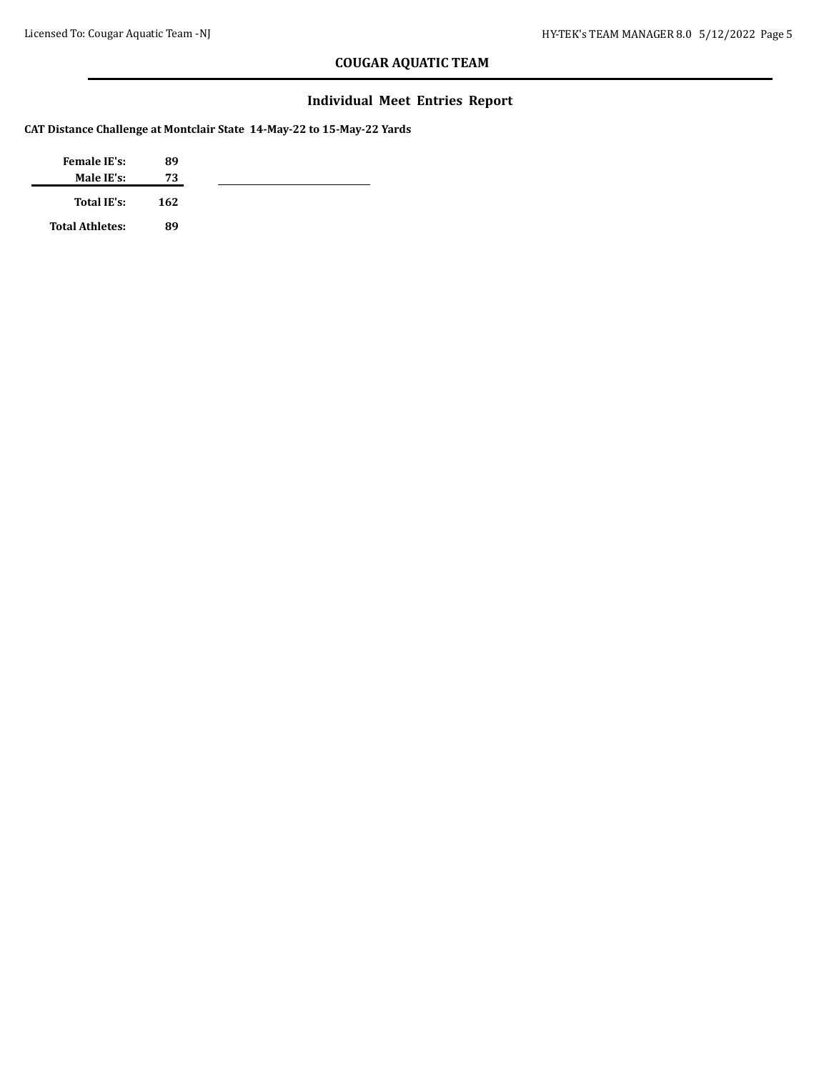**COUGAR AQUATIC TEAM**

## Individual Meet Entries Report

**CAT Distance Challenge at Montclair State 14-May-22 to 15-May-22 Yards**

| | |
|---|---|
| **Female IE's:** | **89** |
| **Male IE's:** | **73** |
| **Total IE's:** | **162** |
| **Total Athletes:** | **89** |